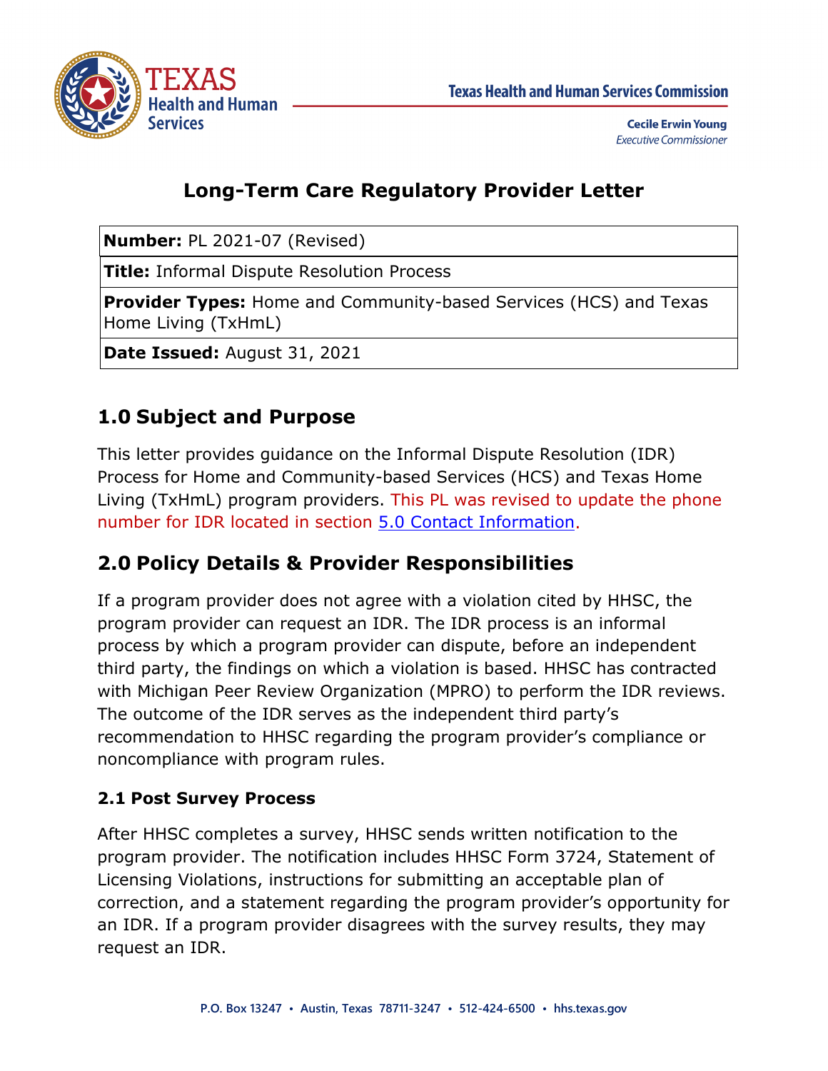Texas Health and Human Services Commission

Cecile Erwin Young
*Executive Commissioner*

# Long-Term Care Regulatory Provider Letter

| **Number:** PL 2021-07 (Revised) |
|---|
| **Title:** Informal Dispute Resolution Process |
| **Provider Types:** Home and Community-based Services (HCS) and Texas Home Living (TxHmL) |
| **Date Issued:** August 31, 2021 |

## 1.0 Subject and Purpose

This letter provides guidance on the Informal Dispute Resolution (IDR) Process for Home and Community-based Services (HCS) and Texas Home Living (TxHmL) program providers. This PL was revised to update the phone number for IDR located in section 5.0 Contact Information.

## 2.0 Policy Details & Provider Responsibilities

If a program provider does not agree with a violation cited by HHSC, the program provider can request an IDR. The IDR process is an informal process by which a program provider can dispute, before an independent third party, the findings on which a violation is based. HHSC has contracted with Michigan Peer Review Organization (MPRO) to perform the IDR reviews. The outcome of the IDR serves as the independent third party's recommendation to HHSC regarding the program provider's compliance or noncompliance with program rules.

### 2.1 Post Survey Process

After HHSC completes a survey, HHSC sends written notification to the program provider. The notification includes HHSC Form 3724, Statement of Licensing Violations, instructions for submitting an acceptable plan of correction, and a statement regarding the program provider's opportunity for an IDR. If a program provider disagrees with the survey results, they may request an IDR.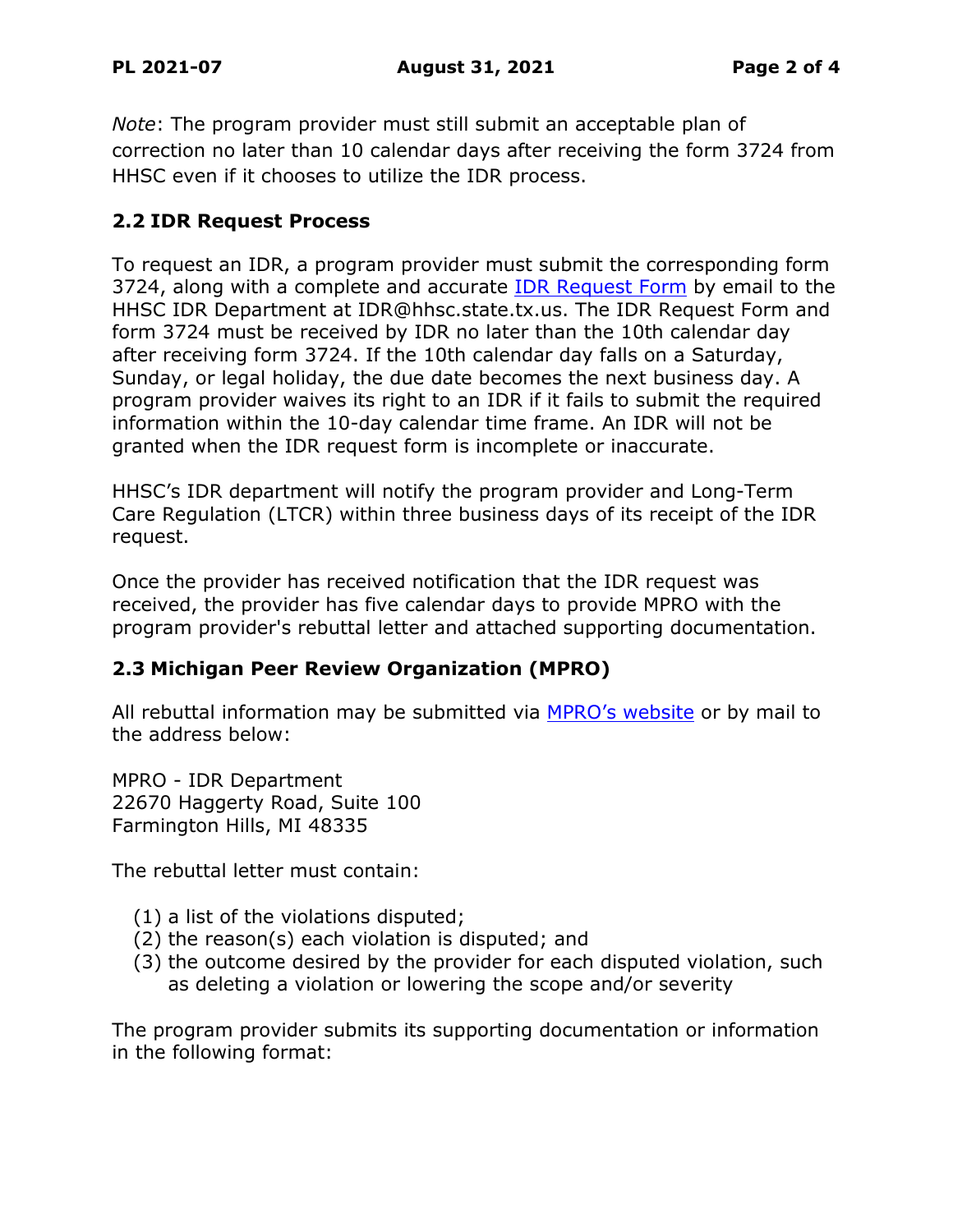*Note*: The program provider must still submit an acceptable plan of correction no later than 10 calendar days after receiving the form 3724 from HHSC even if it chooses to utilize the IDR process.

## 2.2 IDR Request Process

To request an IDR, a program provider must submit the corresponding form 3724, along with a complete and accurate IDR Request Form by email to the HHSC IDR Department at IDR@hhsc.state.tx.us. The IDR Request Form and form 3724 must be received by IDR no later than the 10th calendar day after receiving form 3724. If the 10th calendar day falls on a Saturday, Sunday, or legal holiday, the due date becomes the next business day. A program provider waives its right to an IDR if it fails to submit the required information within the 10-day calendar time frame. An IDR will not be granted when the IDR request form is incomplete or inaccurate.

HHSC's IDR department will notify the program provider and Long-Term Care Regulation (LTCR) within three business days of its receipt of the IDR request.

Once the provider has received notification that the IDR request was received, the provider has five calendar days to provide MPRO with the program provider's rebuttal letter and attached supporting documentation.

## 2.3 Michigan Peer Review Organization (MPRO)

All rebuttal information may be submitted via MPRO's website or by mail to the address below:

MPRO - IDR Department
22670 Haggerty Road, Suite 100
Farmington Hills, MI 48335

The rebuttal letter must contain:

(1) a list of the violations disputed;
(2) the reason(s) each violation is disputed; and
(3) the outcome desired by the provider for each disputed violation, such as deleting a violation or lowering the scope and/or severity

The program provider submits its supporting documentation or information in the following format: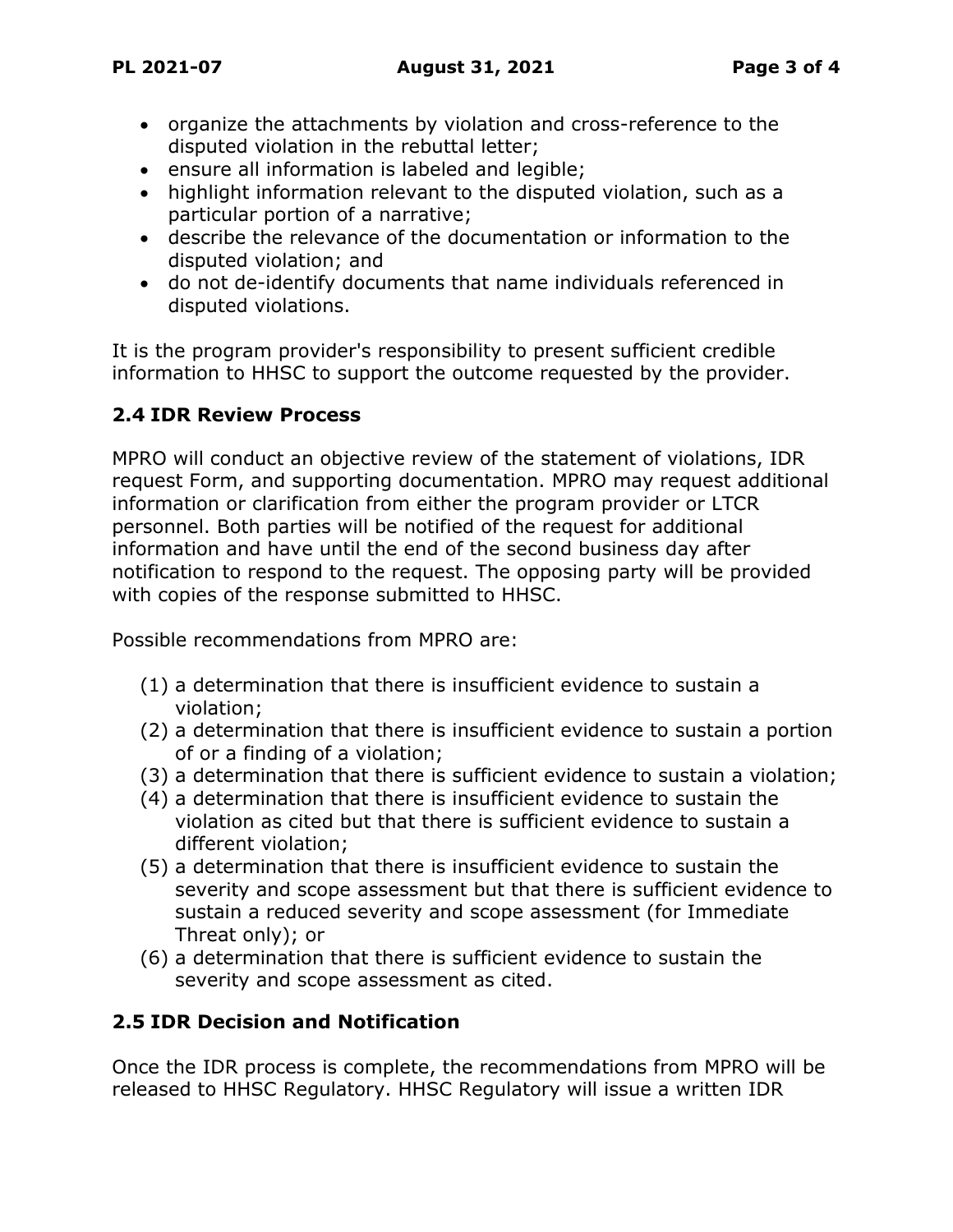- organize the attachments by violation and cross-reference to the disputed violation in the rebuttal letter;
- ensure all information is labeled and legible;
- highlight information relevant to the disputed violation, such as a particular portion of a narrative;
- describe the relevance of the documentation or information to the disputed violation; and
- do not de-identify documents that name individuals referenced in disputed violations.

It is the program provider's responsibility to present sufficient credible information to HHSC to support the outcome requested by the provider.

## 2.4 IDR Review Process

MPRO will conduct an objective review of the statement of violations, IDR request Form, and supporting documentation. MPRO may request additional information or clarification from either the program provider or LTCR personnel. Both parties will be notified of the request for additional information and have until the end of the second business day after notification to respond to the request. The opposing party will be provided with copies of the response submitted to HHSC.

Possible recommendations from MPRO are:

(1) a determination that there is insufficient evidence to sustain a violation;
(2) a determination that there is insufficient evidence to sustain a portion of or a finding of a violation;
(3) a determination that there is sufficient evidence to sustain a violation;
(4) a determination that there is insufficient evidence to sustain the violation as cited but that there is sufficient evidence to sustain a different violation;
(5) a determination that there is insufficient evidence to sustain the severity and scope assessment but that there is sufficient evidence to sustain a reduced severity and scope assessment (for Immediate Threat only); or
(6) a determination that there is sufficient evidence to sustain the severity and scope assessment as cited.

## 2.5 IDR Decision and Notification

Once the IDR process is complete, the recommendations from MPRO will be released to HHSC Regulatory. HHSC Regulatory will issue a written IDR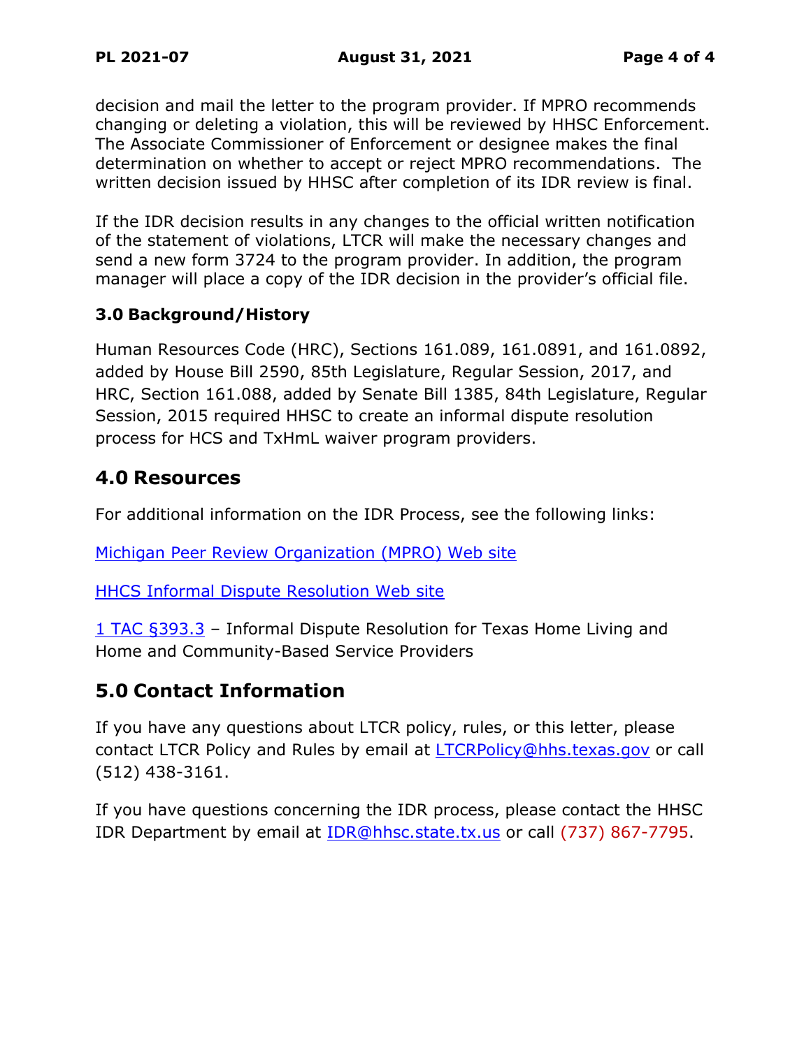decision and mail the letter to the program provider. If MPRO recommends changing or deleting a violation, this will be reviewed by HHSC Enforcement. The Associate Commissioner of Enforcement or designee makes the final determination on whether to accept or reject MPRO recommendations. The written decision issued by HHSC after completion of its IDR review is final.

If the IDR decision results in any changes to the official written notification of the statement of violations, LTCR will make the necessary changes and send a new form 3724 to the program provider. In addition, the program manager will place a copy of the IDR decision in the provider's official file.

### 3.0 Background/History

Human Resources Code (HRC), Sections 161.089, 161.0891, and 161.0892, added by House Bill 2590, 85th Legislature, Regular Session, 2017, and HRC, Section 161.088, added by Senate Bill 1385, 84th Legislature, Regular Session, 2015 required HHSC to create an informal dispute resolution process for HCS and TxHmL waiver program providers.

## 4.0 Resources

For additional information on the IDR Process, see the following links:

Michigan Peer Review Organization (MPRO) Web site

HHCS Informal Dispute Resolution Web site

1 TAC §393.3 – Informal Dispute Resolution for Texas Home Living and Home and Community-Based Service Providers

## 5.0 Contact Information

If you have any questions about LTCR policy, rules, or this letter, please contact LTCR Policy and Rules by email at LTCRPolicy@hhs.texas.gov or call (512) 438-3161.

If you have questions concerning the IDR process, please contact the HHSC IDR Department by email at IDR@hhsc.state.tx.us or call (737) 867-7795.